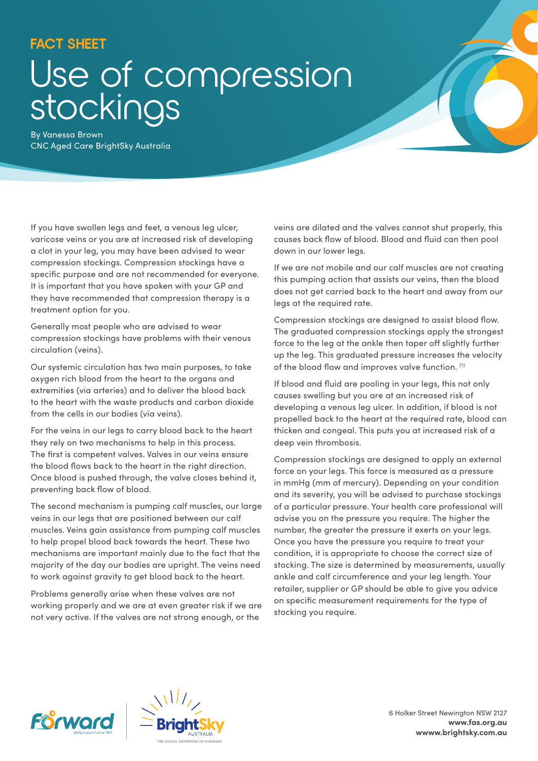FACT SHEET

# Use of compression stockings

By Vanessa Brown
CNC Aged Care BrightSky Australia

If you have swollen legs and feet, a venous leg ulcer, varicose veins or you are at increased risk of developing a clot in your leg, you may have been advised to wear compression stockings. Compression stockings have a specific purpose and are not recommended for everyone. It is important that you have spoken with your GP and they have recommended that compression therapy is a treatment option for you.

Generally most people who are advised to wear compression stockings have problems with their venous circulation (veins).

Our systemic circulation has two main purposes, to take oxygen rich blood from the heart to the organs and extremities (via arteries) and to deliver the blood back to the heart with the waste products and carbon dioxide from the cells in our bodies (via veins).

For the veins in our legs to carry blood back to the heart they rely on two mechanisms to help in this process. The first is competent valves. Valves in our veins ensure the blood flows back to the heart in the right direction. Once blood is pushed through, the valve closes behind it, preventing back flow of blood.

The second mechanism is pumping calf muscles, our large veins in our legs that are positioned between our calf muscles. Veins gain assistance from pumping calf muscles to help propel blood back towards the heart. These two mechanisms are important mainly due to the fact that the majority of the day our bodies are upright. The veins need to work against gravity to get blood back to the heart.

Problems generally arise when these valves are not working properly and we are at even greater risk if we are not very active. If the valves are not strong enough, or the veins are dilated and the valves cannot shut properly, this causes back flow of blood. Blood and fluid can then pool down in our lower legs.

If we are not mobile and our calf muscles are not creating this pumping action that assists our veins, then the blood does not get carried back to the heart and away from our legs at the required rate.

Compression stockings are designed to assist blood flow. The graduated compression stockings apply the strongest force to the leg at the ankle then taper off slightly further up the leg. This graduated pressure increases the velocity of the blood flow and improves valve function. [1]

If blood and fluid are pooling in your legs, this not only causes swelling but you are at an increased risk of developing a venous leg ulcer. In addition, if blood is not propelled back to the heart at the required rate, blood can thicken and congeal. This puts you at increased risk of a deep vein thrombosis.

Compression stockings are designed to apply an external force on your legs. This force is measured as a pressure in mmHg (mm of mercury). Depending on your condition and its severity, you will be advised to purchase stockings of a particular pressure. Your health care professional will advise you on the pressure you require. The higher the number, the greater the pressure it exerts on your legs. Once you have the pressure you require to treat your condition, it is appropriate to choose the correct size of stocking. The size is determined by measurements, usually ankle and calf circumference and your leg length. Your retailer, supplier or GP should be able to give you advice on specific measurement requirements for the type of stocking you require.

6 Holker Street Newington NSW 2127
**www.fas.org.au**
**wwww.brightsky.com.au**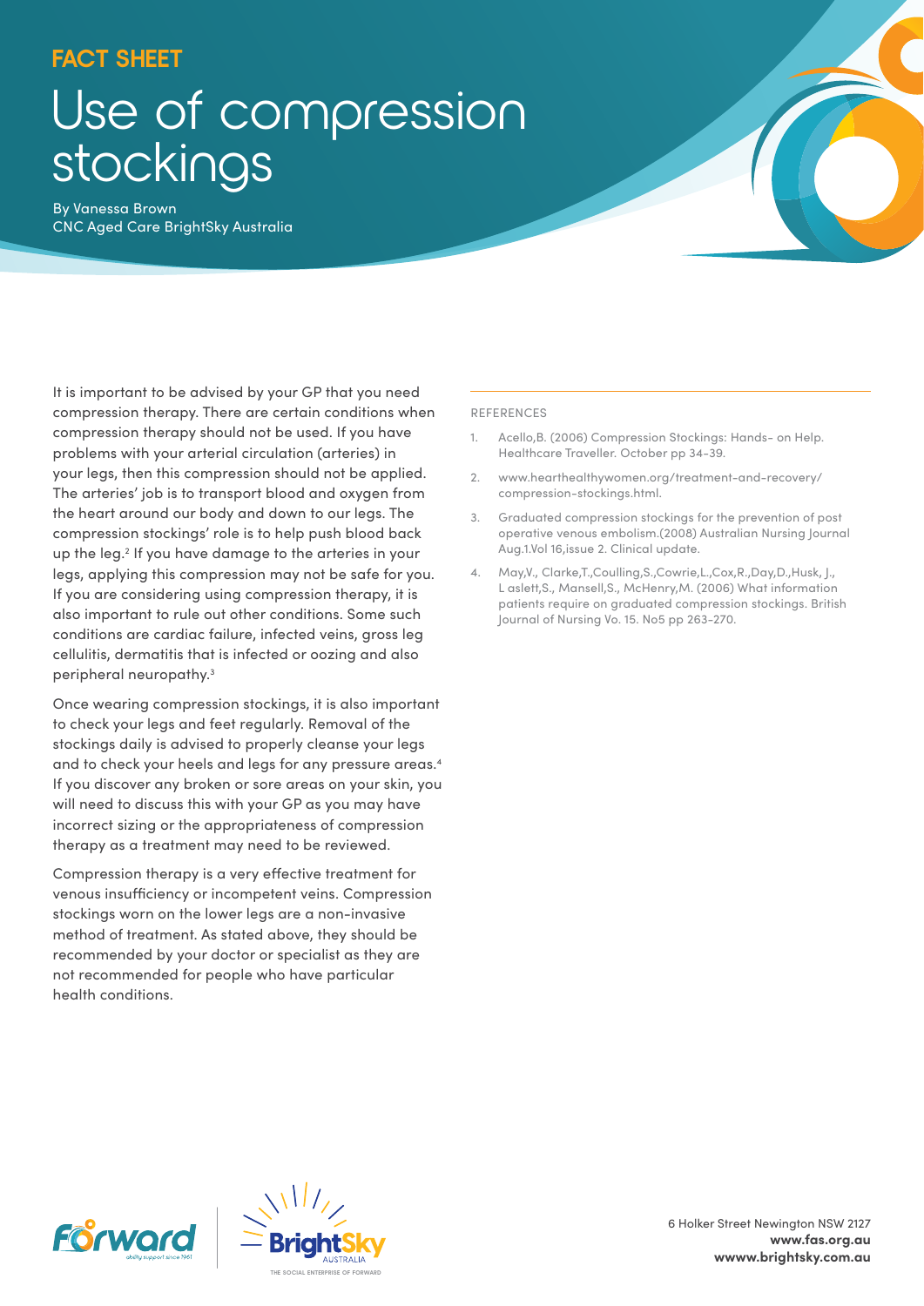FACT SHEET

# Use of compression stockings

By Vanessa Brown
CNC Aged Care BrightSky Australia

It is important to be advised by your GP that you need compression therapy. There are certain conditions when compression therapy should not be used. If you have problems with your arterial circulation (arteries) in your legs, then this compression should not be applied. The arteries' job is to transport blood and oxygen from the heart around our body and down to our legs. The compression stockings' role is to help push blood back up the leg.[2] If you have damage to the arteries in your legs, applying this compression may not be safe for you. If you are considering using compression therapy, it is also important to rule out other conditions. Some such conditions are cardiac failure, infected veins, gross leg cellulitis, dermatitis that is infected or oozing and also peripheral neuropathy.[3]

Once wearing compression stockings, it is also important to check your legs and feet regularly. Removal of the stockings daily is advised to properly cleanse your legs and to check your heels and legs for any pressure areas.[4] If you discover any broken or sore areas on your skin, you will need to discuss this with your GP as you may have incorrect sizing or the appropriateness of compression therapy as a treatment may need to be reviewed.

Compression therapy is a very effective treatment for venous insufficiency or incompetent veins. Compression stockings worn on the lower legs are a non-invasive method of treatment. As stated above, they should be recommended by your doctor or specialist as they are not recommended for people who have particular health conditions.

REFERENCES

1. Acello,B. (2006) Compression Stockings: Hands- on Help. Healthcare Traveller. October pp 34-39.
2. www.hearthealthywomen.org/treatment-and-recovery/compression-stockings.html.
3. Graduated compression stockings for the prevention of post operative venous embolism.(2008) Australian Nursing Journal Aug.1.Vol 16,issue 2. Clinical update.
4. May,V., Clarke,T.,Coulling,S.,Cowrie,L.,Cox,R.,Day,D.,Husk, J., L aslett,S., Mansell,S., McHenry,M. (2006) What information patients require on graduated compression stockings. British Journal of Nursing Vo. 15. No5 pp 263-270.

6 Holker Street Newington NSW 2127
**www.fas.org.au**
**wwww.brightsky.com.au**